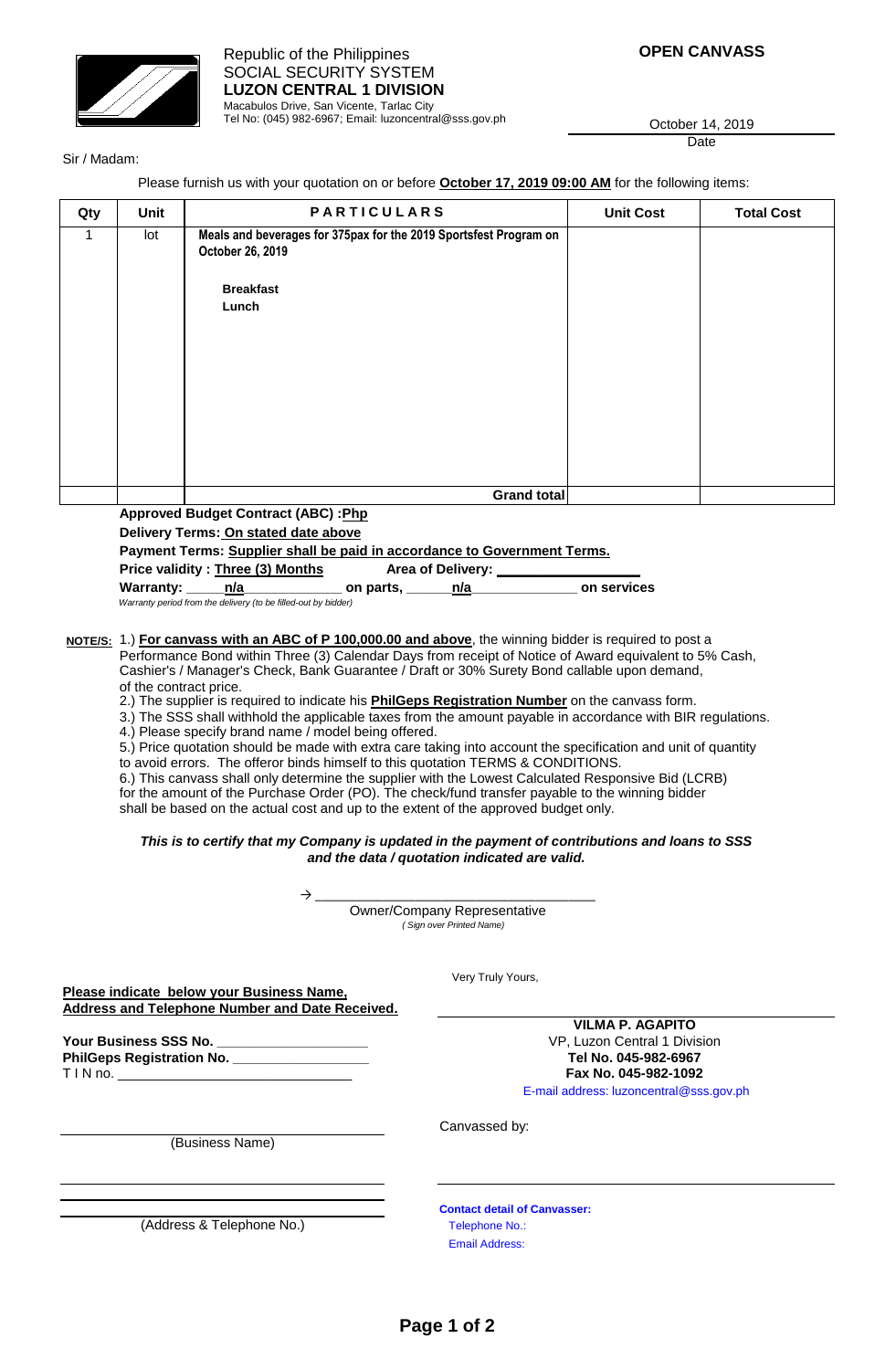Republic of the Philippines
SOCIAL SECURITY SYSTEM
**LUZON CENTRAL 1 DIVISION**
Macabulos Drive, San Vicente, Tarlac City
Tel No: (045) 982-6967; Email: luzoncentral@sss.gov.ph

**OPEN CANVASS**

October 14, 2019
Date

Sir / Madam:

Please furnish us with your quotation on or before **October 17, 2019 09:00 AM** for the following items:

| Qty | Unit | PARTICULARS | Unit Cost | Total Cost |
|---|---|---|---|---|
| 1 | lot | **Meals and beverages for 375pax for the 2019 Sportsfest Program on October 26, 2019**<br><br>**Breakfast**<br>**Lunch** | | |
| | | **Grand total** | | |

**Approved Budget Contract (ABC) :Php**
**Delivery Terms: On stated date above**
**Payment Terms: Supplier shall be paid in accordance to Government Terms.**
**Price validity : Three (3) Months** **Area of Delivery: ___________________**
**Warranty: _____n/a_____________ on parts, ______n/a_____________ on services**
*Warranty period from the delivery (to be filled-out by bidder)*

**NOTE/S:** 1.) **For canvass with an ABC of P 100,000.00 and above**, the winning bidder is required to post a Performance Bond within Three (3) Calendar Days from receipt of Notice of Award equivalent to 5% Cash, Cashier's / Manager's Check, Bank Guarantee / Draft or 30% Surety Bond callable upon demand, of the contract price.
2.) The supplier is required to indicate his **PhilGeps Registration Number** on the canvass form.
3.) The SSS shall withhold the applicable taxes from the amount payable in accordance with BIR regulations.
4.) Please specify brand name / model being offered.
5.) Price quotation should be made with extra care taking into account the specification and unit of quantity to avoid errors. The offeror binds himself to this quotation TERMS & CONDITIONS.
6.) This canvass shall only determine the supplier with the Lowest Calculated Responsive Bid (LCRB) for the amount of the Purchase Order (PO). The check/fund transfer payable to the winning bidder shall be based on the actual cost and up to the extent of the approved budget only.

***This is to certify that my Company is updated in the payment of contributions and loans to SSS and the data / quotation indicated are valid.***

→ ___________________________________
Owner/Company Representative
*( Sign over Printed Name)*

**Please indicate below your Business Name, Address and Telephone Number and Date Received.**

**Your Business SSS No. ___________________**
**PhilGeps Registration No. _________________**
T I N no. ______________________________

Very Truly Yours,

**VILMA P. AGAPITO**
VP, Luzon Central 1 Division
**Tel No. 045-982-6967**
**Fax No. 045-982-1092**
E-mail address: luzoncentral@sss.gov.ph

___________________________________
(Business Name)

Canvassed by:

___________________________________

___________________________________
(Address & Telephone No.)

**Contact detail of Canvasser:**
Telephone No.:
Email Address: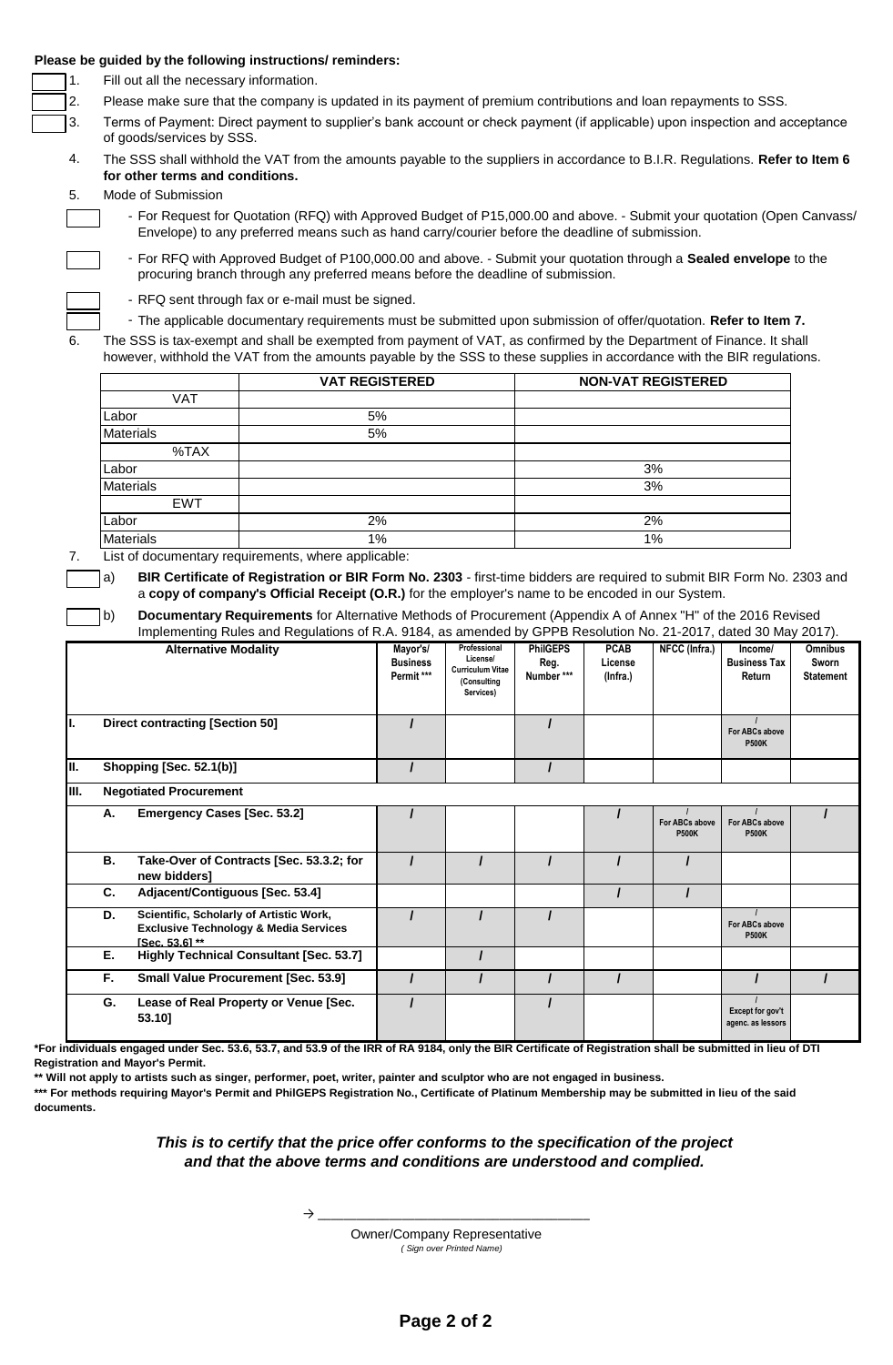**Please be guided by the following instructions/ reminders:**

1. Fill out all the necessary information.
2. Please make sure that the company is updated in its payment of premium contributions and loan repayments to SSS.
3. Terms of Payment: Direct payment to supplier's bank account or check payment (if applicable) upon inspection and acceptance of goods/services by SSS.
4. The SSS shall withhold the VAT from the amounts payable to the suppliers in accordance to B.I.R. Regulations. **Refer to Item 6 for other terms and conditions.**
5. Mode of Submission
   - For Request for Quotation (RFQ) with Approved Budget of P15,000.00 and above. - Submit your quotation (Open Canvass/ Envelope) to any preferred means such as hand carry/courier before the deadline of submission.
   - For RFQ with Approved Budget of P100,000.00 and above. - Submit your quotation through a **Sealed envelope** to the procuring branch through any preferred means before the deadline of submission.
   - RFQ sent through fax or e-mail must be signed.
   - The applicable documentary requirements must be submitted upon submission of offer/quotation. **Refer to Item 7.**
6. The SSS is tax-exempt and shall be exempted from payment of VAT, as confirmed by the Department of Finance. It shall however, withhold the VAT from the amounts payable by the SSS to these supplies in accordance with the BIR regulations.

| | VAT REGISTERED | NON-VAT REGISTERED |
|---|---|---|
| VAT | | |
| Labor | 5% | |
| Materials | 5% | |
| %TAX | | |
| Labor | | 3% |
| Materials | | 3% |
| EWT | | |
| Labor | 2% | 2% |
| Materials | 1% | 1% |

7. List of documentary requirements, where applicable:
   a) **BIR Certificate of Registration or BIR Form No. 2303** - first-time bidders are required to submit BIR Form No. 2303 and a **copy of company's Official Receipt (O.R.)** for the employer's name to be encoded in our System.
   b) **Documentary Requirements** for Alternative Methods of Procurement (Appendix A of Annex "H" of the 2016 Revised Implementing Rules and Regulations of R.A. 9184, as amended by GPPB Resolution No. 21-2017, dated 30 May 2017).

| | Alternative Modality | Mayor's/ Business Permit *** | Professional License/ Curriculum Vitae (Consulting Services) | PhilGEPS Reg. Number *** | PCAB License (Infra.) | NFCC (Infra.) | Income/ Business Tax Return | Omnibus Sworn Statement |
|---|---|---|---|---|---|---|---|---|
| I. | Direct contracting [Section 50] | / | | / | | | / For ABCs above P500K | |
| II. | Shopping [Sec. 52.1(b)] | / | | / | | | | |
| III. | Negotiated Procurement | | | | | | | |
| A. | Emergency Cases [Sec. 53.2] | / | | | / | / For ABCs above P500K | / For ABCs above P500K | / |
| B. | Take-Over of Contracts [Sec. 53.3.2; for new bidders] | / | / | / | / | / | | |
| C. | Adjacent/Contiguous [Sec. 53.4] | | | | / | / | | |
| D. | Scientific, Scholarly of Artistic Work, Exclusive Technology & Media Services [Sec. 53.6] ** | / | / | / | | | / For ABCs above P500K | |
| E. | Highly Technical Consultant [Sec. 53.7] | | / | | | | | |
| F. | Small Value Procurement [Sec. 53.9] | / | / | / | / | | / | / |
| G. | Lease of Real Property or Venue [Sec. 53.10] | / | | / | | | / Except for gov't agenc. as lessors | |

**\*For individuals engaged under Sec. 53.6, 53.7, and 53.9 of the IRR of RA 9184, only the BIR Certificate of Registration shall be submitted in lieu of DTI Registration and Mayor's Permit.**

**\*\* Will not apply to artists such as singer, performer, poet, writer, painter and sculptor who are not engaged in business.**

**\*\*\* For methods requiring Mayor's Permit and PhilGEPS Registration No., Certificate of Platinum Membership may be submitted in lieu of the said documents.**

***This is to certify that the price offer conforms to the specification of the project and that the above terms and conditions are understood and complied.***

→ ___________________________________

Owner/Company Representative

*( Sign over Printed Name)*